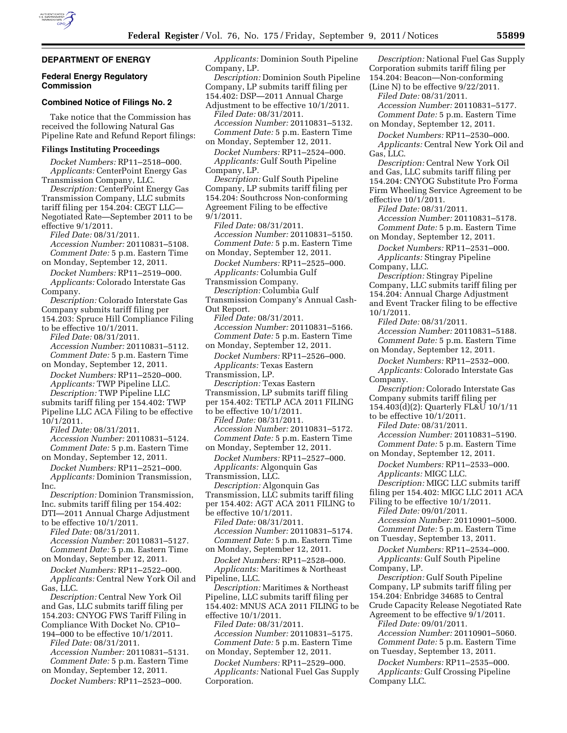## DEPARTMENT OF ENERGY

### Federal Energy Regulatory Commission

### Combined Notice of Filings No. 2

Take notice that the Commission has received the following Natural Gas Pipeline Rate and Refund Report filings:

#### Filings Instituting Proceedings

*Docket Numbers:* RP11–2518–000.
*Applicants:* CenterPoint Energy Gas Transmission Company, LLC.
*Description:* CenterPoint Energy Gas Transmission Company, LLC submits tariff filing per 154.204: CEGT LLC—Negotiated Rate—September 2011 to be effective 9/1/2011.
*Filed Date:* 08/31/2011.
*Accession Number:* 20110831–5108.
*Comment Date:* 5 p.m. Eastern Time on Monday, September 12, 2011.

*Docket Numbers:* RP11–2519–000.
*Applicants:* Colorado Interstate Gas Company.
*Description:* Colorado Interstate Gas Company submits tariff filing per 154.203: Spruce Hill Compliance Filing to be effective 10/1/2011.
*Filed Date:* 08/31/2011.
*Accession Number:* 20110831–5112.
*Comment Date:* 5 p.m. Eastern Time on Monday, September 12, 2011.

*Docket Numbers:* RP11–2520–000.
*Applicants:* TWP Pipeline LLC.
*Description:* TWP Pipeline LLC submits tariff filing per 154.402: TWP Pipeline LLC ACA Filing to be effective 10/1/2011.
*Filed Date:* 08/31/2011.
*Accession Number:* 20110831–5124.
*Comment Date:* 5 p.m. Eastern Time on Monday, September 12, 2011.

*Docket Numbers:* RP11–2521–000.
*Applicants:* Dominion Transmission, Inc.
*Description:* Dominion Transmission, Inc. submits tariff filing per 154.402: DTI—2011 Annual Charge Adjustment to be effective 10/1/2011.
*Filed Date:* 08/31/2011.
*Accession Number:* 20110831–5127.
*Comment Date:* 5 p.m. Eastern Time on Monday, September 12, 2011.

*Docket Numbers:* RP11–2522–000.
*Applicants:* Central New York Oil and Gas, LLC.
*Description:* Central New York Oil and Gas, LLC submits tariff filing per 154.203: CNYOG FWS Tariff Filing in Compliance With Docket No. CP10–194–000 to be effective 10/1/2011.
*Filed Date:* 08/31/2011.
*Accession Number:* 20110831–5131.
*Comment Date:* 5 p.m. Eastern Time on Monday, September 12, 2011.

*Docket Numbers:* RP11–2523–000.
*Applicants:* Dominion South Pipeline Company, LP.
*Description:* Dominion South Pipeline Company, LP submits tariff filing per 154.402: DSP—2011 Annual Charge Adjustment to be effective 10/1/2011.
*Filed Date:* 08/31/2011.
*Accession Number:* 20110831–5132.
*Comment Date:* 5 p.m. Eastern Time on Monday, September 12, 2011.

*Docket Numbers:* RP11–2524–000.
*Applicants:* Gulf South Pipeline Company, LP.
*Description:* Gulf South Pipeline Company, LP submits tariff filing per 154.204: Southcross Non-conforming Agreement Filing to be effective 9/1/2011.
*Filed Date:* 08/31/2011.
*Accession Number:* 20110831–5150.
*Comment Date:* 5 p.m. Eastern Time on Monday, September 12, 2011.

*Docket Numbers:* RP11–2525–000.
*Applicants:* Columbia Gulf Transmission Company.
*Description:* Columbia Gulf Transmission Company's Annual Cash-Out Report.
*Filed Date:* 08/31/2011.
*Accession Number:* 20110831–5166.
*Comment Date:* 5 p.m. Eastern Time on Monday, September 12, 2011.

*Docket Numbers:* RP11–2526–000.
*Applicants:* Texas Eastern Transmission, LP.
*Description:* Texas Eastern Transmission, LP submits tariff filing per 154.402: TETLP ACA 2011 FILING to be effective 10/1/2011.
*Filed Date:* 08/31/2011.
*Accession Number:* 20110831–5172.
*Comment Date:* 5 p.m. Eastern Time on Monday, September 12, 2011.

*Docket Numbers:* RP11–2527–000.
*Applicants:* Algonquin Gas Transmission, LLC.
*Description:* Algonquin Gas Transmission, LLC submits tariff filing per 154.402: AGT ACA 2011 FILING to be effective 10/1/2011.
*Filed Date:* 08/31/2011.
*Accession Number:* 20110831–5174.
*Comment Date:* 5 p.m. Eastern Time on Monday, September 12, 2011.

*Docket Numbers:* RP11–2528–000.
*Applicants:* Maritimes & Northeast Pipeline, LLC.
*Description:* Maritimes & Northeast Pipeline, LLC submits tariff filing per 154.402: MNUS ACA 2011 FILING to be effective 10/1/2011.
*Filed Date:* 08/31/2011.
*Accession Number:* 20110831–5175.
*Comment Date:* 5 p.m. Eastern Time on Monday, September 12, 2011.

*Docket Numbers:* RP11–2529–000.
*Applicants:* National Fuel Gas Supply Corporation.
*Description:* National Fuel Gas Supply Corporation submits tariff filing per 154.204: Beacon—Non-conforming (Line N) to be effective 9/22/2011.
*Filed Date:* 08/31/2011.
*Accession Number:* 20110831–5177.
*Comment Date:* 5 p.m. Eastern Time on Monday, September 12, 2011.

*Docket Numbers:* RP11–2530–000.
*Applicants:* Central New York Oil and Gas, LLC.
*Description:* Central New York Oil and Gas, LLC submits tariff filing per 154.204: CNYOG Substitute Pro Forma Firm Wheeling Service Agreement to be effective 10/1/2011.
*Filed Date:* 08/31/2011.
*Accession Number:* 20110831–5178.
*Comment Date:* 5 p.m. Eastern Time on Monday, September 12, 2011.

*Docket Numbers:* RP11–2531–000.
*Applicants:* Stingray Pipeline Company, LLC.
*Description:* Stingray Pipeline Company, LLC submits tariff filing per 154.204: Annual Charge Adjustment and Event Tracker filing to be effective 10/1/2011.
*Filed Date:* 08/31/2011.
*Accession Number:* 20110831–5188.
*Comment Date:* 5 p.m. Eastern Time on Monday, September 12, 2011.

*Docket Numbers:* RP11–2532–000.
*Applicants:* Colorado Interstate Gas Company.
*Description:* Colorado Interstate Gas Company submits tariff filing per 154.403(d)(2): Quarterly FL&U 10/1/11 to be effective 10/1/2011.
*Filed Date:* 08/31/2011.
*Accession Number:* 20110831–5190.
*Comment Date:* 5 p.m. Eastern Time on Monday, September 12, 2011.

*Docket Numbers:* RP11–2533–000.
*Applicants:* MIGC LLC.
*Description:* MIGC LLC submits tariff filing per 154.402: MIGC LLC 2011 ACA Filing to be effective 10/1/2011.
*Filed Date:* 09/01/2011.
*Accession Number:* 20110901–5000.
*Comment Date:* 5 p.m. Eastern Time on Tuesday, September 13, 2011.

*Docket Numbers:* RP11–2534–000.
*Applicants:* Gulf South Pipeline Company, LP.
*Description:* Gulf South Pipeline Company, LP submits tariff filing per 154.204: Enbridge 34685 to Central Crude Capacity Release Negotiated Rate Agreement to be effective 9/1/2011.
*Filed Date:* 09/01/2011.
*Accession Number:* 20110901–5060.
*Comment Date:* 5 p.m. Eastern Time on Tuesday, September 13, 2011.

*Docket Numbers:* RP11–2535–000.
*Applicants:* Gulf Crossing Pipeline Company LLC.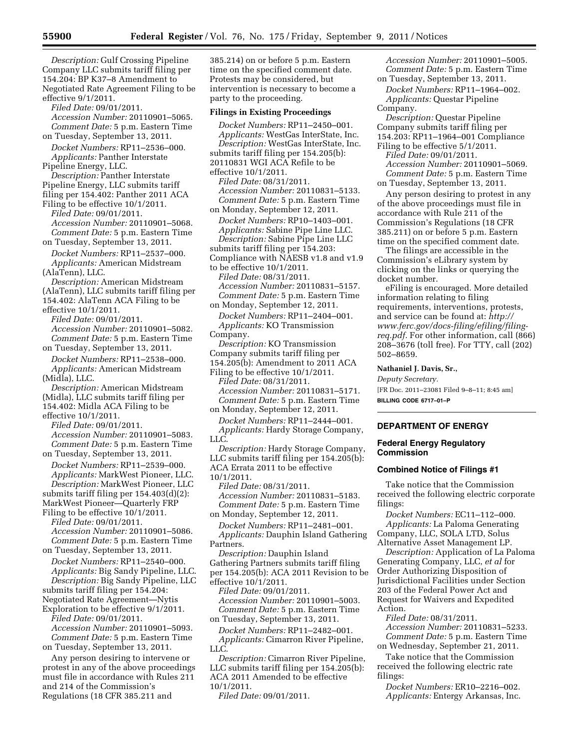*Description:* Gulf Crossing Pipeline Company LLC submits tariff filing per 154.204: BP K37–8 Amendment to Negotiated Rate Agreement Filing to be effective 9/1/2011.

*Filed Date:* 09/01/2011.

*Accession Number:* 20110901–5065.

*Comment Date:* 5 p.m. Eastern Time on Tuesday, September 13, 2011.

*Docket Numbers:* RP11–2536–000.

*Applicants:* Panther Interstate Pipeline Energy, LLC.

*Description:* Panther Interstate Pipeline Energy, LLC submits tariff filing per 154.402: Panther 2011 ACA Filing to be effective 10/1/2011.

*Filed Date:* 09/01/2011.

*Accession Number:* 20110901–5068.

*Comment Date:* 5 p.m. Eastern Time on Tuesday, September 13, 2011.

*Docket Numbers:* RP11–2537–000.

*Applicants:* American Midstream (AlaTenn), LLC.

*Description:* American Midstream (AlaTenn), LLC submits tariff filing per 154.402: AlaTenn ACA Filing to be effective 10/1/2011.

*Filed Date:* 09/01/2011.

*Accession Number:* 20110901–5082.

*Comment Date:* 5 p.m. Eastern Time on Tuesday, September 13, 2011.

*Docket Numbers:* RP11–2538–000.

*Applicants:* American Midstream (Midla), LLC.

*Description:* American Midstream (Midla), LLC submits tariff filing per 154.402: Midla ACA Filing to be effective 10/1/2011.

*Filed Date:* 09/01/2011.

*Accession Number:* 20110901–5083.

*Comment Date:* 5 p.m. Eastern Time on Tuesday, September 13, 2011.

*Docket Numbers:* RP11–2539–000.

*Applicants:* MarkWest Pioneer, LLC.

*Description:* MarkWest Pioneer, LLC submits tariff filing per 154.403(d)(2): MarkWest Pioneer—Quarterly FRP Filing to be effective 10/1/2011.

*Filed Date:* 09/01/2011.

*Accession Number:* 20110901–5086.

*Comment Date:* 5 p.m. Eastern Time on Tuesday, September 13, 2011.

*Docket Numbers:* RP11–2540–000.

*Applicants:* Big Sandy Pipeline, LLC.

*Description:* Big Sandy Pipeline, LLC submits tariff filing per 154.204: Negotiated Rate Agreement—Nytis Exploration to be effective 9/1/2011.

*Filed Date:* 09/01/2011.

*Accession Number:* 20110901–5093.

*Comment Date:* 5 p.m. Eastern Time on Tuesday, September 13, 2011.

Any person desiring to intervene or protest in any of the above proceedings must file in accordance with Rules 211 and 214 of the Commission's Regulations (18 CFR 385.211 and 385.214) on or before 5 p.m. Eastern time on the specified comment date. Protests may be considered, but intervention is necessary to become a party to the proceeding.

### Filings in Existing Proceedings

*Docket Numbers:* RP11–2450–001.

*Applicants:* WestGas InterState, Inc.

*Description:* WestGas InterState, Inc. submits tariff filing per 154.205(b): 20110831 WGI ACA Refile to be effective 10/1/2011.

*Filed Date:* 08/31/2011.

*Accession Number:* 20110831–5133.

*Comment Date:* 5 p.m. Eastern Time on Monday, September 12, 2011.

*Docket Numbers:* RP10–1403–001.

*Applicants:* Sabine Pipe Line LLC.

*Description:* Sabine Pipe Line LLC submits tariff filing per 154.203: Compliance with NAESB v1.8 and v1.9 to be effective 10/1/2011.

*Filed Date:* 08/31/2011.

*Accession Number:* 20110831–5157.

*Comment Date:* 5 p.m. Eastern Time on Monday, September 12, 2011.

*Docket Numbers:* RP11–2404–001.

*Applicants:* KO Transmission Company.

*Description:* KO Transmission Company submits tariff filing per 154.205(b): Amendment to 2011 ACA Filing to be effective 10/1/2011.

*Filed Date:* 08/31/2011.

*Accession Number:* 20110831–5171.

*Comment Date:* 5 p.m. Eastern Time on Monday, September 12, 2011.

*Docket Numbers:* RP11–2444–001.

*Applicants:* Hardy Storage Company, LLC.

*Description:* Hardy Storage Company, LLC submits tariff filing per 154.205(b): ACA Errata 2011 to be effective 10/1/2011.

*Filed Date:* 08/31/2011.

*Accession Number:* 20110831–5183.

*Comment Date:* 5 p.m. Eastern Time on Monday, September 12, 2011.

*Docket Numbers:* RP11–2481–001.

*Applicants:* Dauphin Island Gathering Partners.

*Description:* Dauphin Island Gathering Partners submits tariff filing per 154.205(b): ACA 2011 Revision to be effective 10/1/2011.

*Filed Date:* 09/01/2011.

*Accession Number:* 20110901–5003.

*Comment Date:* 5 p.m. Eastern Time on Tuesday, September 13, 2011.

*Docket Numbers:* RP11–2482–001.

*Applicants:* Cimarron River Pipeline, LLC.

*Description:* Cimarron River Pipeline, LLC submits tariff filing per 154.205(b): ACA 2011 Amended to be effective 10/1/2011.

*Filed Date:* 09/01/2011.

*Accession Number:* 20110901–5005.

*Comment Date:* 5 p.m. Eastern Time on Tuesday, September 13, 2011.

*Docket Numbers:* RP11–1964–002.

*Applicants:* Questar Pipeline Company.

*Description:* Questar Pipeline Company submits tariff filing per 154.203: RP11–1964–001 Compliance Filing to be effective 5/1/2011.

*Filed Date:* 09/01/2011.

*Accession Number:* 20110901–5069.

*Comment Date:* 5 p.m. Eastern Time on Tuesday, September 13, 2011.

Any person desiring to protest in any of the above proceedings must file in accordance with Rule 211 of the Commission's Regulations (18 CFR 385.211) on or before 5 p.m. Eastern time on the specified comment date.

The filings are accessible in the Commission's eLibrary system by clicking on the links or querying the docket number.

eFiling is encouraged. More detailed information relating to filing requirements, interventions, protests, and service can be found at: *http://www.ferc.gov/docs-filing/efiling/filing-req.pdf*. For other information, call (866) 208–3676 (toll free). For TTY, call (202) 502–8659.

**Nathaniel J. Davis, Sr.,**

*Deputy Secretary.*

[FR Doc. 2011–23081 Filed 9–8–11; 8:45 am]

**BILLING CODE 6717–01–P**

## DEPARTMENT OF ENERGY

### Federal Energy Regulatory Commission

### Combined Notice of Filings #1

Take notice that the Commission received the following electric corporate filings:

*Docket Numbers:* EC11–112–000.

*Applicants:* La Paloma Generating Company, LLC, SOLA LTD, Solus Alternative Asset Management LP.

*Description:* Application of La Paloma Generating Company, LLC, *et al* for Order Authorizing Disposition of Jurisdictional Facilities under Section 203 of the Federal Power Act and Request for Waivers and Expedited Action.

*Filed Date:* 08/31/2011.

*Accession Number:* 20110831–5233.

*Comment Date:* 5 p.m. Eastern Time on Wednesday, September 21, 2011.

Take notice that the Commission received the following electric rate filings:

*Docket Numbers:* ER10–2216–002.

*Applicants:* Entergy Arkansas, Inc.